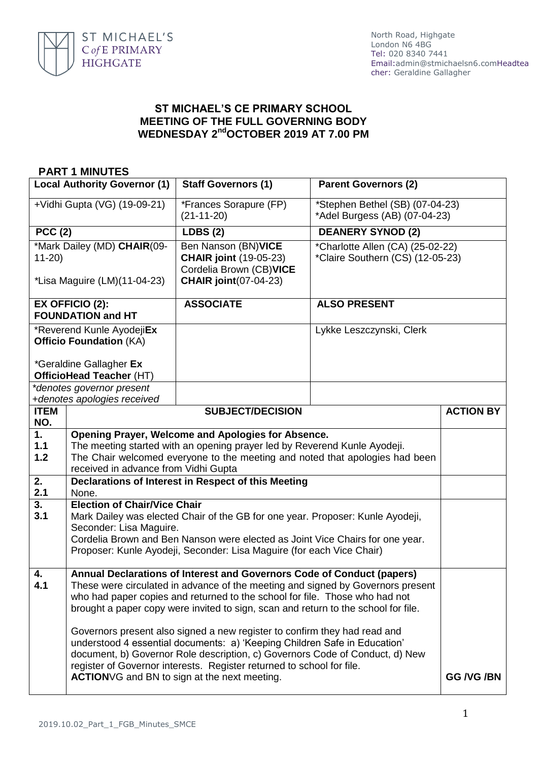ST MICHAEL'S
C of E PRIMARY
HIGHGATE

North Road, Highgate
London N6 4BG
Tel: 020 8340 7441
Email:admin@stmichaelsn6.comHeadteacher: Geraldine Gallagher

# ST MICHAEL'S CE PRIMARY SCHOOL
# MEETING OF THE FULL GOVERNING BODY
# WEDNESDAY 2nd OCTOBER 2019 AT 7.00 PM

## PART 1 MINUTES

| **Local Authority Governor (1)** | **Staff Governors (1)** | **Parent Governors (2)** |
|---|---|---|
| +Vidhi Gupta (VG) (19-09-21) | *Frances Sorapure (FP) (21-11-20) | *Stephen Bethel (SB) (07-04-23)<br>*Adel Burgess (AB) (07-04-23) |
| **PCC (2)** | **LDBS (2)** | **DEANERY SYNOD (2)** |
| *Mark Dailey (MD) **CHAIR**(09-11-20)<br><br>*Lisa Maguire (LM)(11-04-23) | Ben Nanson (BN)**VICE CHAIR joint** (19-05-23)<br>Cordelia Brown (CB)**VICE CHAIR joint**(07-04-23) | *Charlotte Allen (CA) (25-02-22)<br>*Claire Southern (CS) (12-05-23) |
| **EX OFFICIO (2): FOUNDATION and HT** | **ASSOCIATE** | **ALSO PRESENT** |
| *Reverend Kunle Ayodeji**Ex Officio Foundation** (KA)<br><br>*Geraldine Gallagher **Ex OfficioHead Teacher** (HT) | | Lykke Leszczynski, Clerk |
| *\*denotes governor present*<br>*+denotes apologies received* | | |

| ITEM NO. | SUBJECT/DECISION | ACTION BY |
|---|---|---|
| **1.** | **Opening Prayer, Welcome and Apologies for Absence.** | |
| 1.1 | The meeting started with an opening prayer led by Reverend Kunle Ayodeji. | |
| 1.2 | The Chair welcomed everyone to the meeting and noted that apologies had been received in advance from Vidhi Gupta | |
| **2.** | **Declarations of Interest in Respect of this Meeting** | |
| 2.1 | None. | |
| **3.** | **Election of Chair/Vice Chair** | |
| 3.1 | Mark Dailey was elected Chair of the GB for one year. Proposer: Kunle Ayodeji, Seconder: Lisa Maguire.<br>Cordelia Brown and Ben Nanson were elected as Joint Vice Chairs for one year. Proposer: Kunle Ayodeji, Seconder: Lisa Maguire (for each Vice Chair) | |
| **4.** | **Annual Declarations of Interest and Governors Code of Conduct (papers)** | |
| 4.1 | These were circulated in advance of the meeting and signed by Governors present who had paper copies and returned to the school for file. Those who had not brought a paper copy were invited to sign, scan and return to the school for file.<br><br>Governors present also signed a new register to confirm they had read and understood 4 essential documents: a) 'Keeping Children Safe in Education' document, b) Governor Role description, c) Governors Code of Conduct, d) New register of Governor interests. Register returned to school for file.<br>**ACTION**VG and BN to sign at the next meeting. | **GG /VG /BN** |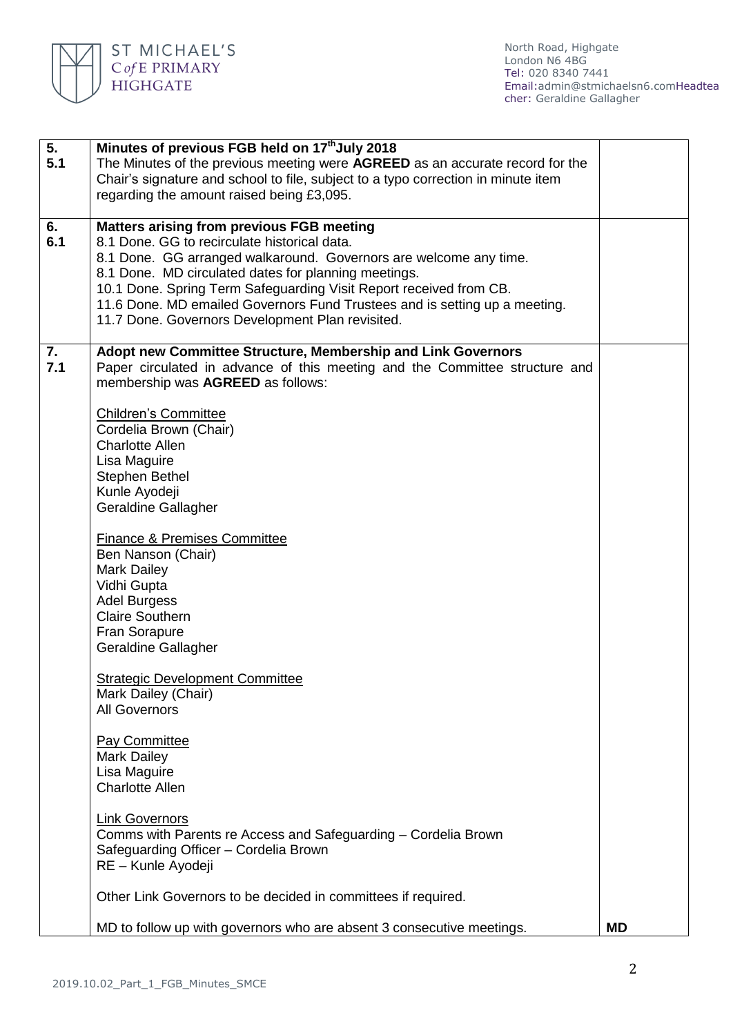| | | |
|---|---|---|
| **5.**<br>**5.1** | **Minutes of previous FGB held on 17th July 2018**<br>The Minutes of the previous meeting were **AGREED** as an accurate record for the Chair's signature and school to file, subject to a typo correction in minute item regarding the amount raised being £3,095. | |
| **6.**<br>**6.1** | **Matters arising from previous FGB meeting**<br>8.1 Done. GG to recirculate historical data.<br>8.1 Done. GG arranged walkaround. Governors are welcome any time.<br>8.1 Done. MD circulated dates for planning meetings.<br>10.1 Done. Spring Term Safeguarding Visit Report received from CB.<br>11.6 Done. MD emailed Governors Fund Trustees and is setting up a meeting.<br>11.7 Done. Governors Development Plan revisited. | |
| **7.**<br>**7.1** | **Adopt new Committee Structure, Membership and Link Governors**<br>Paper circulated in advance of this meeting and the Committee structure and membership was **AGREED** as follows:<br><br><u>Children's Committee</u><br>Cordelia Brown (Chair)<br>Charlotte Allen<br>Lisa Maguire<br>Stephen Bethel<br>Kunle Ayodeji<br>Geraldine Gallagher<br><br><u>Finance & Premises Committee</u><br>Ben Nanson (Chair)<br>Mark Dailey<br>Vidhi Gupta<br>Adel Burgess<br>Claire Southern<br>Fran Sorapure<br>Geraldine Gallagher<br><br><u>Strategic Development Committee</u><br>Mark Dailey (Chair)<br>All Governors<br><br><u>Pay Committee</u><br>Mark Dailey<br>Lisa Maguire<br>Charlotte Allen<br><br><u>Link Governors</u><br>Comms with Parents re Access and Safeguarding – Cordelia Brown<br>Safeguarding Officer – Cordelia Brown<br>RE – Kunle Ayodeji<br><br>Other Link Governors to be decided in committees if required.<br><br>MD to follow up with governors who are absent 3 consecutive meetings. | **MD** |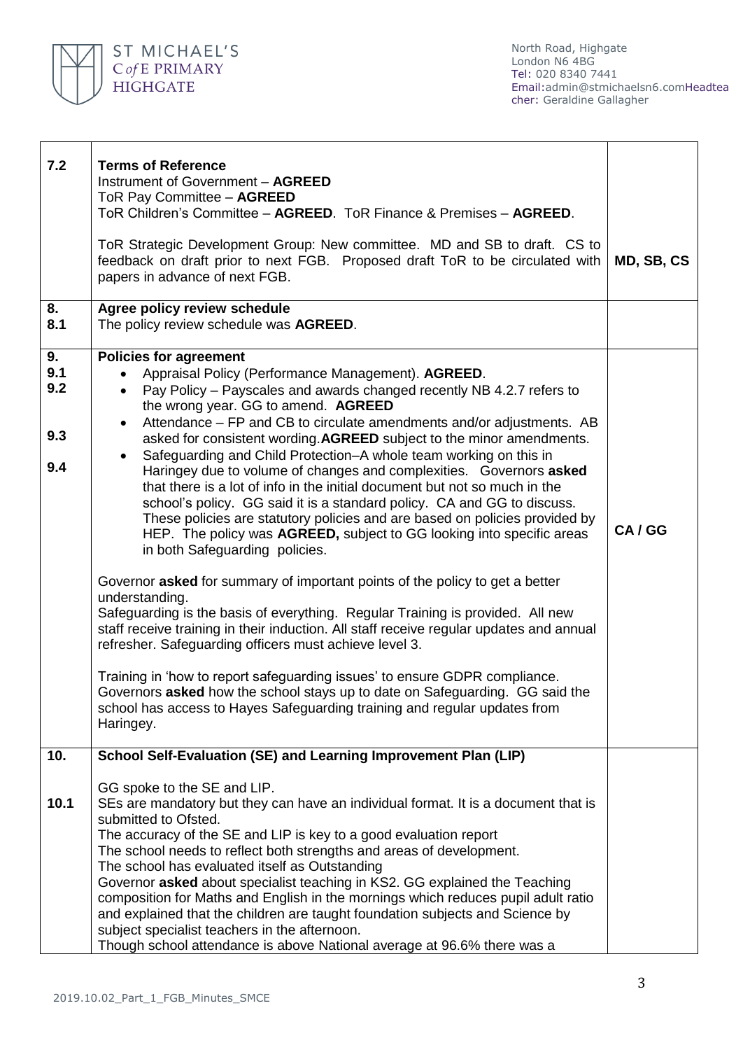| | | |
|---|---|---|
| 7.2 | **Terms of Reference**<br>Instrument of Government – **AGREED**<br>ToR Pay Committee – **AGREED**<br>ToR Children's Committee – **AGREED**. ToR Finance & Premises – **AGREED**.<br><br>ToR Strategic Development Group: New committee. MD and SB to draft. CS to feedback on draft prior to next FGB. Proposed draft ToR to be circulated with papers in advance of next FGB. | **MD, SB, CS** |
| 8.<br>8.1 | **Agree policy review schedule**<br>The policy review schedule was **AGREED**. | |
| 9.<br>9.1<br>9.2<br><br>9.3<br><br>9.4 | **Policies for agreement**<br>• Appraisal Policy (Performance Management). **AGREED**.<br>• Pay Policy – Payscales and awards changed recently NB 4.2.7 refers to the wrong year. GG to amend. **AGREED**<br>• Attendance – FP and CB to circulate amendments and/or adjustments. AB asked for consistent wording.**AGREED** subject to the minor amendments.<br>• Safeguarding and Child Protection–A whole team working on this in Haringey due to volume of changes and complexities. Governors **asked** that there is a lot of info in the initial document but not so much in the school's policy. GG said it is a standard policy. CA and GG to discuss. These policies are statutory policies and are based on policies provided by HEP. The policy was **AGREED,** subject to GG looking into specific areas in both Safeguarding policies.<br><br>Governor **asked** for summary of important points of the policy to get a better understanding.<br>Safeguarding is the basis of everything. Regular Training is provided. All new staff receive training in their induction. All staff receive regular updates and annual refresher. Safeguarding officers must achieve level 3.<br><br>Training in 'how to report safeguarding issues' to ensure GDPR compliance.<br>Governors **asked** how the school stays up to date on Safeguarding. GG said the school has access to Hayes Safeguarding training and regular updates from Haringey. | **CA / GG** |
| 10.<br><br>10.1 | **School Self-Evaluation (SE) and Learning Improvement Plan (LIP)**<br><br>GG spoke to the SE and LIP.<br>SEs are mandatory but they can have an individual format. It is a document that is submitted to Ofsted.<br>The accuracy of the SE and LIP is key to a good evaluation report<br>The school needs to reflect both strengths and areas of development.<br>The school has evaluated itself as Outstanding<br>Governor **asked** about specialist teaching in KS2. GG explained the Teaching composition for Maths and English in the mornings which reduces pupil adult ratio and explained that the children are taught foundation subjects and Science by subject specialist teachers in the afternoon.<br>Though school attendance is above National average at 96.6% there was a | |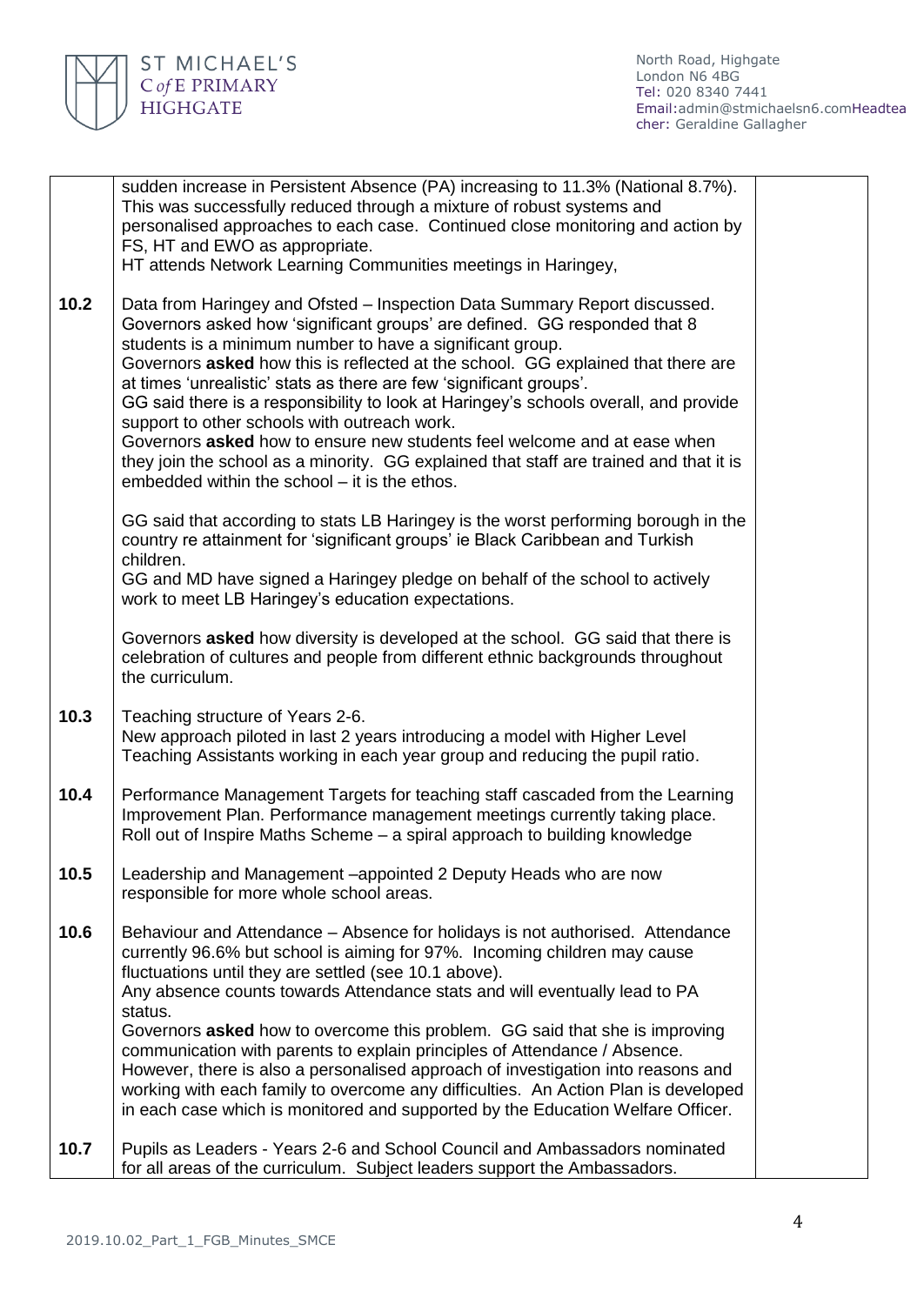| | | |
|---|---|---|
| | sudden increase in Persistent Absence (PA) increasing to 11.3% (National 8.7%). This was successfully reduced through a mixture of robust systems and personalised approaches to each case. Continued close monitoring and action by FS, HT and EWO as appropriate.<br>HT attends Network Learning Communities meetings in Haringey, | |
| **10.2** | Data from Haringey and Ofsted – Inspection Data Summary Report discussed. Governors asked how 'significant groups' are defined. GG responded that 8 students is a minimum number to have a significant group.<br>Governors **asked** how this is reflected at the school. GG explained that there are at times 'unrealistic' stats as there are few 'significant groups'.<br>GG said there is a responsibility to look at Haringey's schools overall, and provide support to other schools with outreach work.<br>Governors **asked** how to ensure new students feel welcome and at ease when they join the school as a minority. GG explained that staff are trained and that it is embedded within the school – it is the ethos.<br><br>GG said that according to stats LB Haringey is the worst performing borough in the country re attainment for 'significant groups' ie Black Caribbean and Turkish children.<br>GG and MD have signed a Haringey pledge on behalf of the school to actively work to meet LB Haringey's education expectations.<br><br>Governors **asked** how diversity is developed at the school. GG said that there is celebration of cultures and people from different ethnic backgrounds throughout the curriculum. | |
| **10.3** | Teaching structure of Years 2-6.<br>New approach piloted in last 2 years introducing a model with Higher Level Teaching Assistants working in each year group and reducing the pupil ratio. | |
| **10.4** | Performance Management Targets for teaching staff cascaded from the Learning Improvement Plan. Performance management meetings currently taking place.<br>Roll out of Inspire Maths Scheme – a spiral approach to building knowledge | |
| **10.5** | Leadership and Management –appointed 2 Deputy Heads who are now responsible for more whole school areas. | |
| **10.6** | Behaviour and Attendance – Absence for holidays is not authorised. Attendance currently 96.6% but school is aiming for 97%. Incoming children may cause fluctuations until they are settled (see 10.1 above).<br>Any absence counts towards Attendance stats and will eventually lead to PA status.<br>Governors **asked** how to overcome this problem. GG said that she is improving communication with parents to explain principles of Attendance / Absence. However, there is also a personalised approach of investigation into reasons and working with each family to overcome any difficulties. An Action Plan is developed in each case which is monitored and supported by the Education Welfare Officer. | |
| **10.7** | Pupils as Leaders - Years 2-6 and School Council and Ambassadors nominated for all areas of the curriculum. Subject leaders support the Ambassadors. | |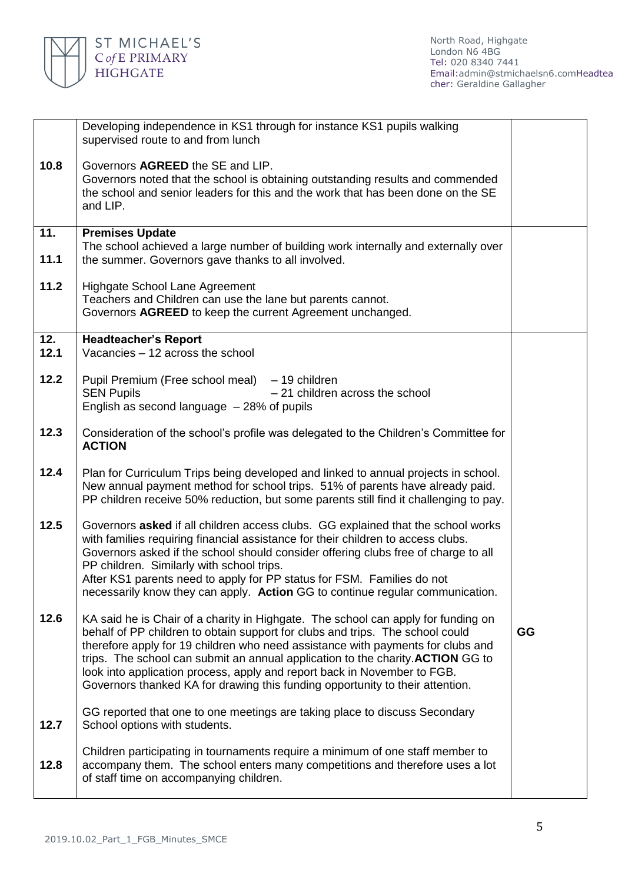| | | |
|---|---|---|
| | Developing independence in KS1 through for instance KS1 pupils walking supervised route to and from lunch | |
| **10.8** | Governors **AGREED** the SE and LIP.<br>Governors noted that the school is obtaining outstanding results and commended the school and senior leaders for this and the work that has been done on the SE and LIP. | |
| **11.**<br>**11.1** | **Premises Update**<br>The school achieved a large number of building work internally and externally over the summer. Governors gave thanks to all involved. | |
| **11.2** | Highgate School Lane Agreement<br>Teachers and Children can use the lane but parents cannot.<br>Governors **AGREED** to keep the current Agreement unchanged. | |
| **12.**<br>**12.1** | **Headteacher's Report**<br>Vacancies – 12 across the school | |
| **12.2** | Pupil Premium (Free school meal) – 19 children<br>SEN Pupils – 21 children across the school<br>English as second language – 28% of pupils | |
| **12.3** | Consideration of the school's profile was delegated to the Children's Committee for **ACTION** | |
| **12.4** | Plan for Curriculum Trips being developed and linked to annual projects in school. New annual payment method for school trips. 51% of parents have already paid. PP children receive 50% reduction, but some parents still find it challenging to pay. | |
| **12.5** | Governors **asked** if all children access clubs. GG explained that the school works with families requiring financial assistance for their children to access clubs. Governors asked if the school should consider offering clubs free of charge to all PP children. Similarly with school trips.<br>After KS1 parents need to apply for PP status for FSM. Families do not necessarily know they can apply. **Action** GG to continue regular communication. | |
| **12.6** | KA said he is Chair of a charity in Highgate. The school can apply for funding on behalf of PP children to obtain support for clubs and trips. The school could therefore apply for 19 children who need assistance with payments for clubs and trips. The school can submit an annual application to the charity.**ACTION** GG to look into application process, apply and report back in November to FGB.<br>Governors thanked KA for drawing this funding opportunity to their attention. | **GG** |
| **12.7** | GG reported that one to one meetings are taking place to discuss Secondary School options with students. | |
| **12.8** | Children participating in tournaments require a minimum of one staff member to accompany them. The school enters many competitions and therefore uses a lot of staff time on accompanying children. | |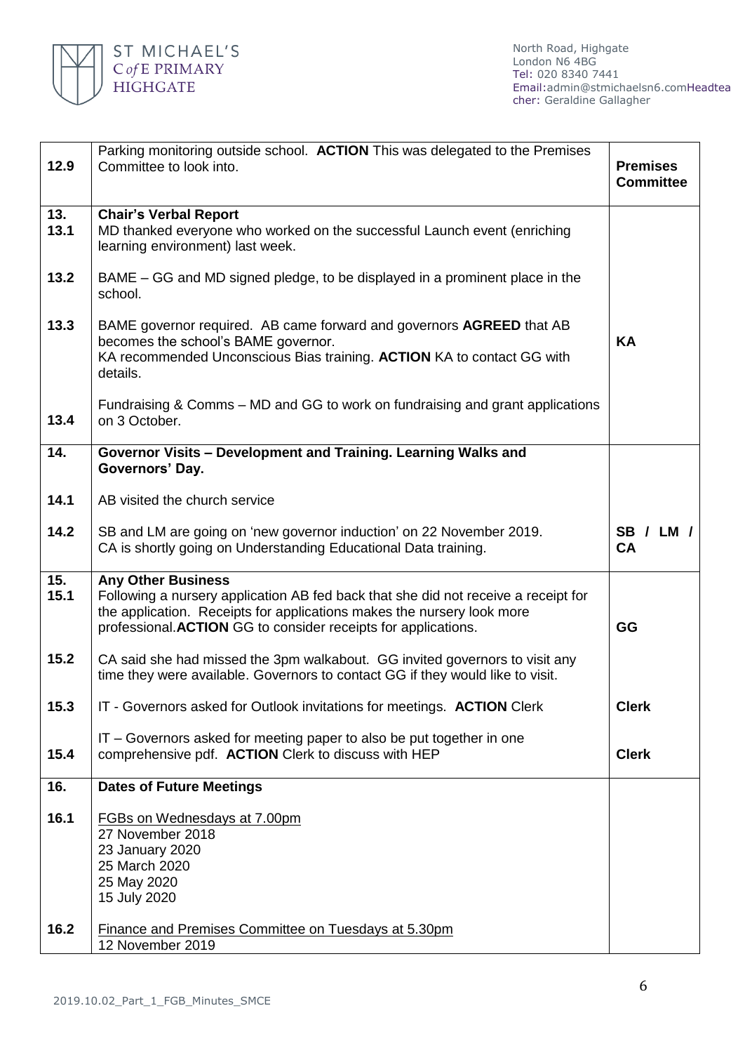| | | |
|---|---|---|
| **12.9** | Parking monitoring outside school. **ACTION** This was delegated to the Premises Committee to look into. | **Premises Committee** |
| **13.**<br>**13.1** | **Chair's Verbal Report**<br>MD thanked everyone who worked on the successful Launch event (enriching learning environment) last week. | |
| **13.2** | BAME – GG and MD signed pledge, to be displayed in a prominent place in the school. | |
| **13.3** | BAME governor required. AB came forward and governors **AGREED** that AB becomes the school's BAME governor.<br>KA recommended Unconscious Bias training. **ACTION** KA to contact GG with details. | **KA** |
| **13.4** | Fundraising & Comms – MD and GG to work on fundraising and grant applications on 3 October. | |
| **14.** | **Governor Visits – Development and Training. Learning Walks and Governors' Day.** | |
| **14.1** | AB visited the church service | |
| **14.2** | SB and LM are going on 'new governor induction' on 22 November 2019.<br>CA is shortly going on Understanding Educational Data training. | **SB / LM / CA** |
| **15.**<br>**15.1** | **Any Other Business**<br>Following a nursery application AB fed back that she did not receive a receipt for the application. Receipts for applications makes the nursery look more professional.**ACTION** GG to consider receipts for applications. | **GG** |
| **15.2** | CA said she had missed the 3pm walkabout. GG invited governors to visit any time they were available. Governors to contact GG if they would like to visit. | |
| **15.3** | IT - Governors asked for Outlook invitations for meetings. **ACTION** Clerk | **Clerk** |
| **15.4** | IT – Governors asked for meeting paper to also be put together in one comprehensive pdf. **ACTION** Clerk to discuss with HEP | **Clerk** |
| **16.** | **Dates of Future Meetings** | |
| **16.1** | FGBs on Wednesdays at 7.00pm<br>27 November 2018<br>23 January 2020<br>25 March 2020<br>25 May 2020<br>15 July 2020 | |
| **16.2** | Finance and Premises Committee on Tuesdays at 5.30pm<br>12 November 2019 | |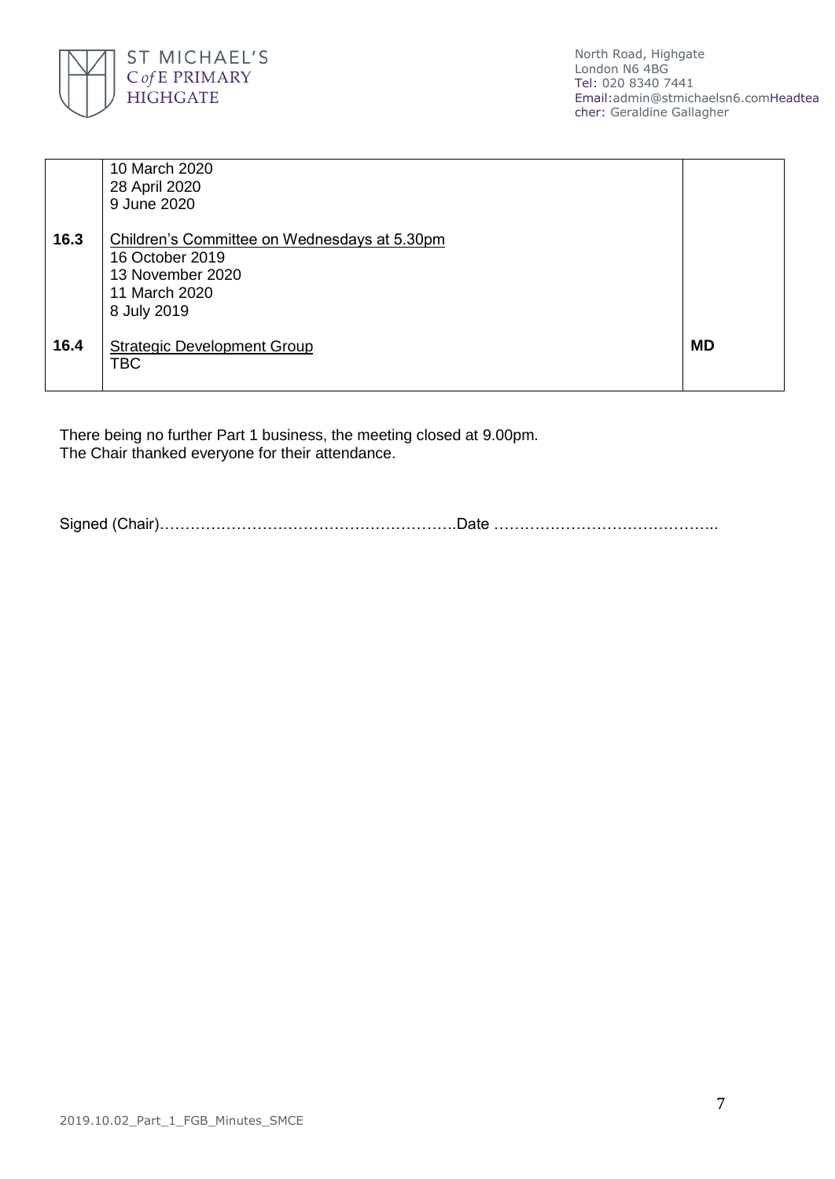| | | |
|---|---|---|
| | 10 March 2020<br>28 April 2020<br>9 June 2020 | |
| **16.3** | Children's Committee on Wednesdays at 5.30pm<br>16 October 2019<br>13 November 2020<br>11 March 2020<br>8 July 2019 | |
| **16.4** | Strategic Development Group<br>TBC | **MD** |

There being no further Part 1 business, the meeting closed at 9.00pm.
The Chair thanked everyone for their attendance.

Signed (Chair)………………………………………………….Date ……………………………………..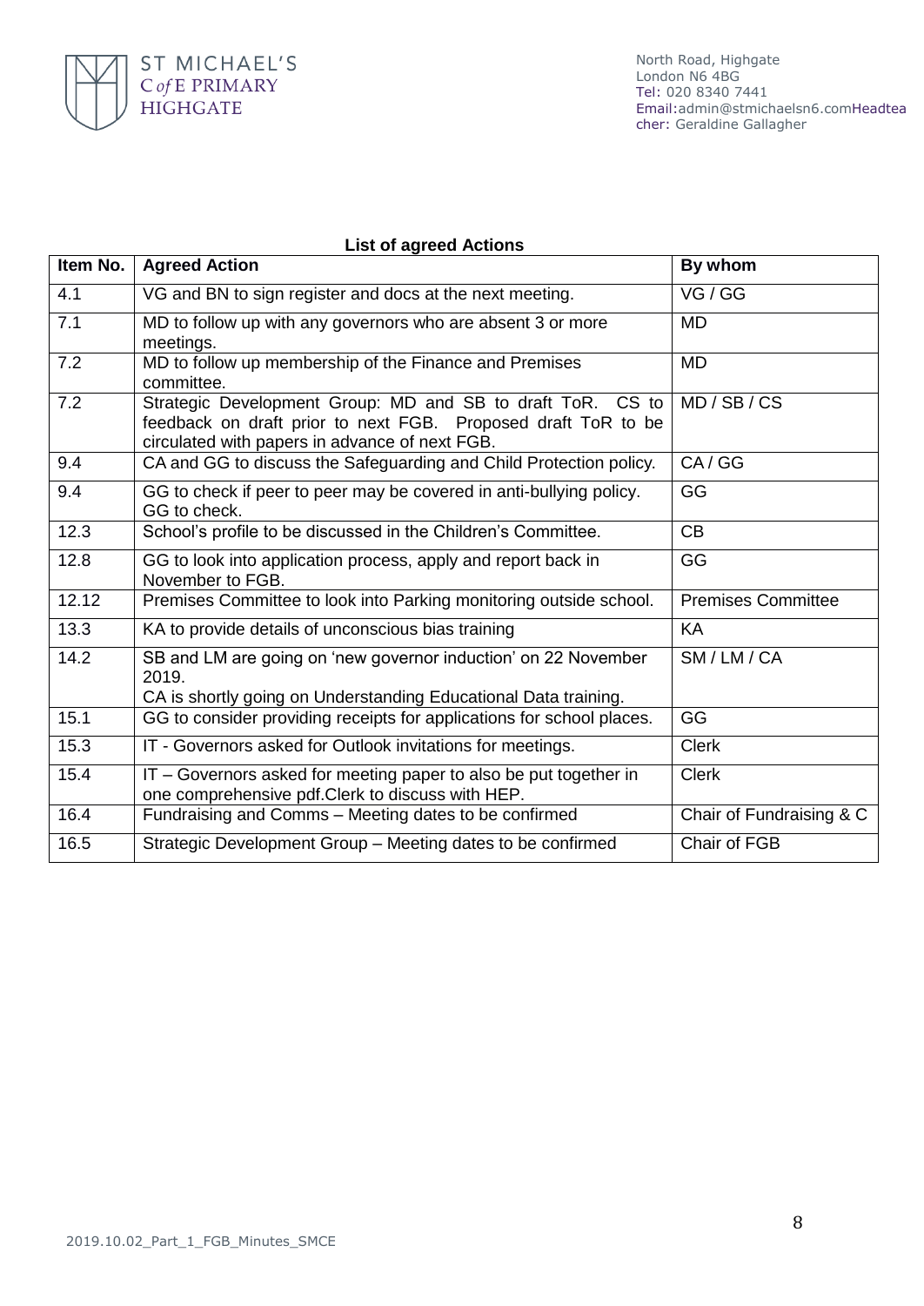ST MICHAEL'S
C of E PRIMARY
HIGHGATE

North Road, Highgate
London N6 4BG
Tel: 020 8340 7441
Email:admin@stmichaelsn6.comHeadteacher: Geraldine Gallagher

**List of agreed Actions**

| Item No. | Agreed Action | By whom |
|---|---|---|
| 4.1 | VG and BN to sign register and docs at the next meeting. | VG / GG |
| 7.1 | MD to follow up with any governors who are absent 3 or more meetings. | MD |
| 7.2 | MD to follow up membership of the Finance and Premises committee. | MD |
| 7.2 | Strategic Development Group: MD and SB to draft ToR. CS to feedback on draft prior to next FGB. Proposed draft ToR to be circulated with papers in advance of next FGB. | MD / SB / CS |
| 9.4 | CA and GG to discuss the Safeguarding and Child Protection policy. | CA / GG |
| 9.4 | GG to check if peer to peer may be covered in anti-bullying policy. GG to check. | GG |
| 12.3 | School's profile to be discussed in the Children's Committee. | CB |
| 12.8 | GG to look into application process, apply and report back in November to FGB. | GG |
| 12.12 | Premises Committee to look into Parking monitoring outside school. | Premises Committee |
| 13.3 | KA to provide details of unconscious bias training | KA |
| 14.2 | SB and LM are going on 'new governor induction' on 22 November 2019.<br>CA is shortly going on Understanding Educational Data training. | SM / LM / CA |
| 15.1 | GG to consider providing receipts for applications for school places. | GG |
| 15.3 | IT - Governors asked for Outlook invitations for meetings. | Clerk |
| 15.4 | IT – Governors asked for meeting paper to also be put together in one comprehensive pdf.Clerk to discuss with HEP. | Clerk |
| 16.4 | Fundraising and Comms – Meeting dates to be confirmed | Chair of Fundraising & C |
| 16.5 | Strategic Development Group – Meeting dates to be confirmed | Chair of FGB |

2019.10.02_Part_1_FGB_Minutes_SMCE